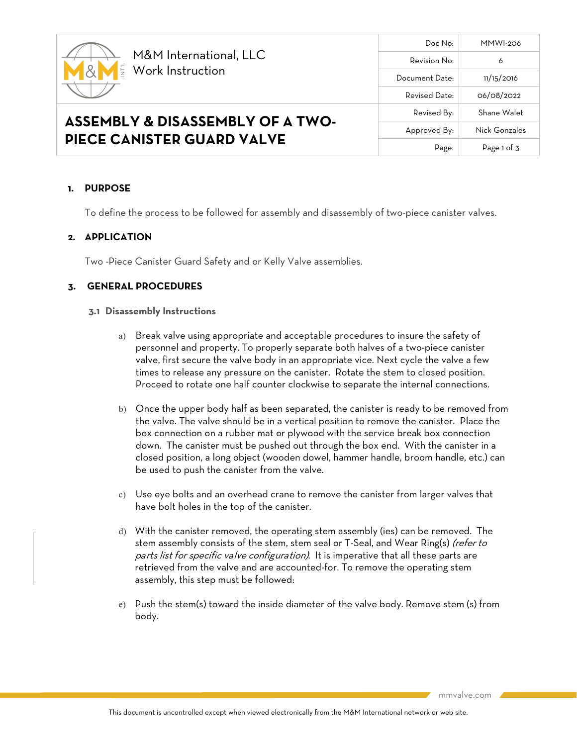M&M International, LLC
Work Instruction

# ASSEMBLY & DISASSEMBLY OF A TWO-PIECE CANISTER GUARD VALVE

| Doc No: | MMWI-206 |
|---|---|
| Revision No: | 6 |
| Document Date: | 11/15/2016 |
| Revised Date: | 06/08/2022 |
| Revised By: | Shane Walet |
| Approved By: | Nick Gonzales |
| Page: | Page 1 of 3 |

## 1. PURPOSE

To define the process to be followed for assembly and disassembly of two-piece canister valves.

## 2. APPLICATION

Two -Piece Canister Guard Safety and or Kelly Valve assemblies.

## 3. GENERAL PROCEDURES

### 3.1 Disassembly Instructions

a) Break valve using appropriate and acceptable procedures to insure the safety of personnel and property. To properly separate both halves of a two-piece canister valve, first secure the valve body in an appropriate vice. Next cycle the valve a few times to release any pressure on the canister. Rotate the stem to closed position. Proceed to rotate one half counter clockwise to separate the internal connections.

b) Once the upper body half as been separated, the canister is ready to be removed from the valve. The valve should be in a vertical position to remove the canister. Place the box connection on a rubber mat or plywood with the service break box connection down. The canister must be pushed out through the box end. With the canister in a closed position, a long object (wooden dowel, hammer handle, broom handle, etc.) can be used to push the canister from the valve.

c) Use eye bolts and an overhead crane to remove the canister from larger valves that have bolt holes in the top of the canister.

d) With the canister removed, the operating stem assembly (ies) can be removed. The stem assembly consists of the stem, stem seal or T-Seal, and Wear Ring(s) *(refer to parts list for specific valve configuration)*. It is imperative that all these parts are retrieved from the valve and are accounted-for. To remove the operating stem assembly, this step must be followed:

e) Push the stem(s) toward the inside diameter of the valve body. Remove stem (s) from body.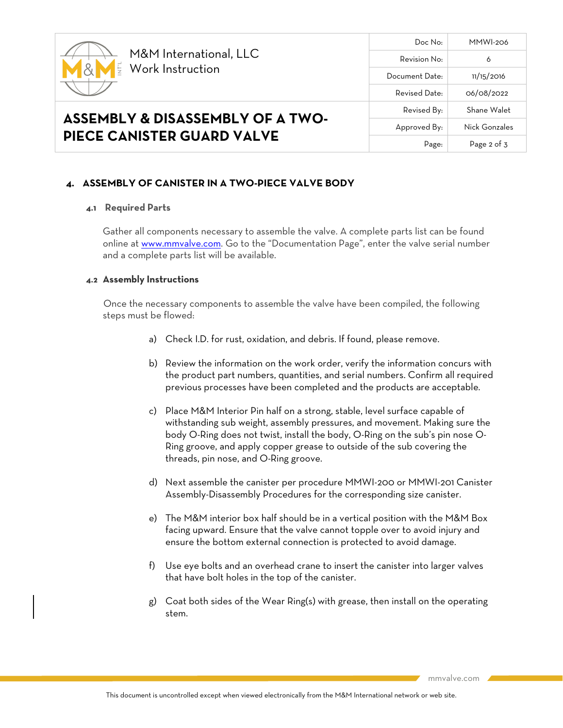## 4. ASSEMBLY OF CANISTER IN A TWO-PIECE VALVE BODY

### 4.1 Required Parts

Gather all components necessary to assemble the valve. A complete parts list can be found online at www.mmvalve.com. Go to the "Documentation Page", enter the valve serial number and a complete parts list will be available.

### 4.2 Assembly Instructions

Once the necessary components to assemble the valve have been compiled, the following steps must be flowed:

a) Check I.D. for rust, oxidation, and debris. If found, please remove.

b) Review the information on the work order, verify the information concurs with the product part numbers, quantities, and serial numbers. Confirm all required previous processes have been completed and the products are acceptable.

c) Place M&M Interior Pin half on a strong, stable, level surface capable of withstanding sub weight, assembly pressures, and movement. Making sure the body O-Ring does not twist, install the body, O-Ring on the sub's pin nose O-Ring groove, and apply copper grease to outside of the sub covering the threads, pin nose, and O-Ring groove.

d) Next assemble the canister per procedure MMWI-200 or MMWI-201 Canister Assembly-Disassembly Procedures for the corresponding size canister.

e) The M&M interior box half should be in a vertical position with the M&M Box facing upward. Ensure that the valve cannot topple over to avoid injury and ensure the bottom external connection is protected to avoid damage.

f) Use eye bolts and an overhead crane to insert the canister into larger valves that have bolt holes in the top of the canister.

g) Coat both sides of the Wear Ring(s) with grease, then install on the operating stem.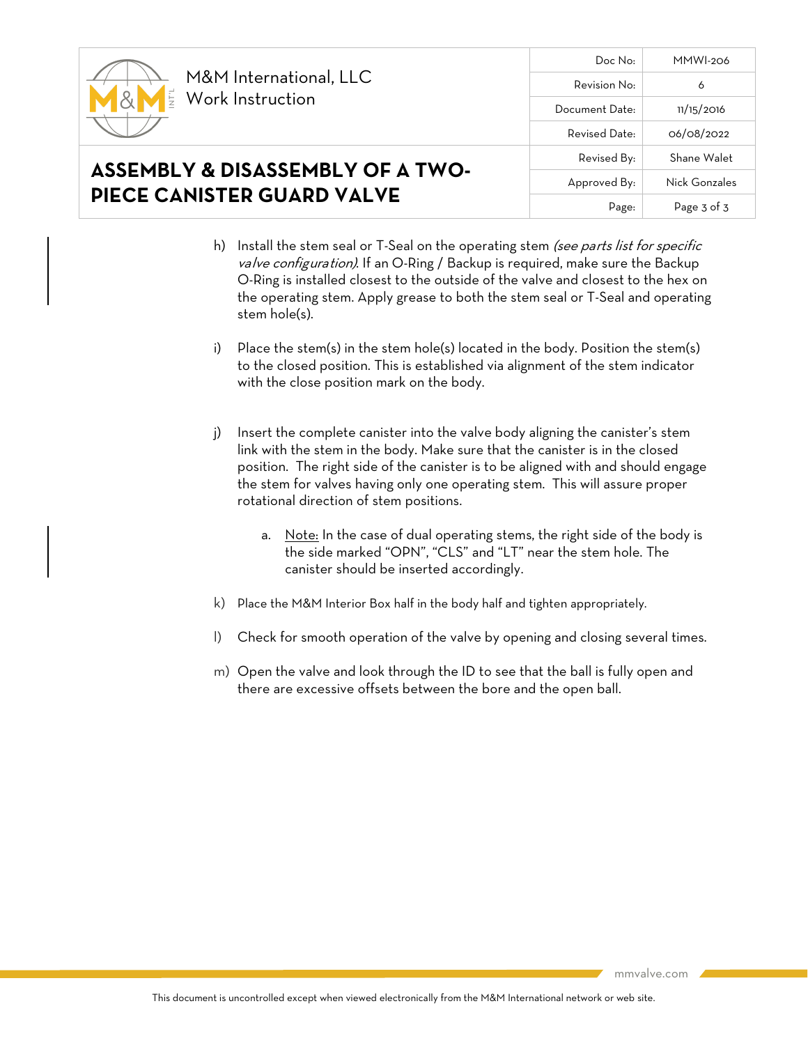h) Install the stem seal or T-Seal on the operating stem *(see parts list for specific valve configuration)*. If an O-Ring / Backup is required, make sure the Backup O-Ring is installed closest to the outside of the valve and closest to the hex on the operating stem. Apply grease to both the stem seal or T-Seal and operating stem hole(s).

i) Place the stem(s) in the stem hole(s) located in the body. Position the stem(s) to the closed position. This is established via alignment of the stem indicator with the close position mark on the body.

j) Insert the complete canister into the valve body aligning the canister's stem link with the stem in the body. Make sure that the canister is in the closed position. The right side of the canister is to be aligned with and should engage the stem for valves having only one operating stem. This will assure proper rotational direction of stem positions.

   a. Note: In the case of dual operating stems, the right side of the body is the side marked "OPN", "CLS" and "LT" near the stem hole. The canister should be inserted accordingly.

k) Place the M&M Interior Box half in the body half and tighten appropriately.

l) Check for smooth operation of the valve by opening and closing several times.

m) Open the valve and look through the ID to see that the ball is fully open and there are excessive offsets between the bore and the open ball.